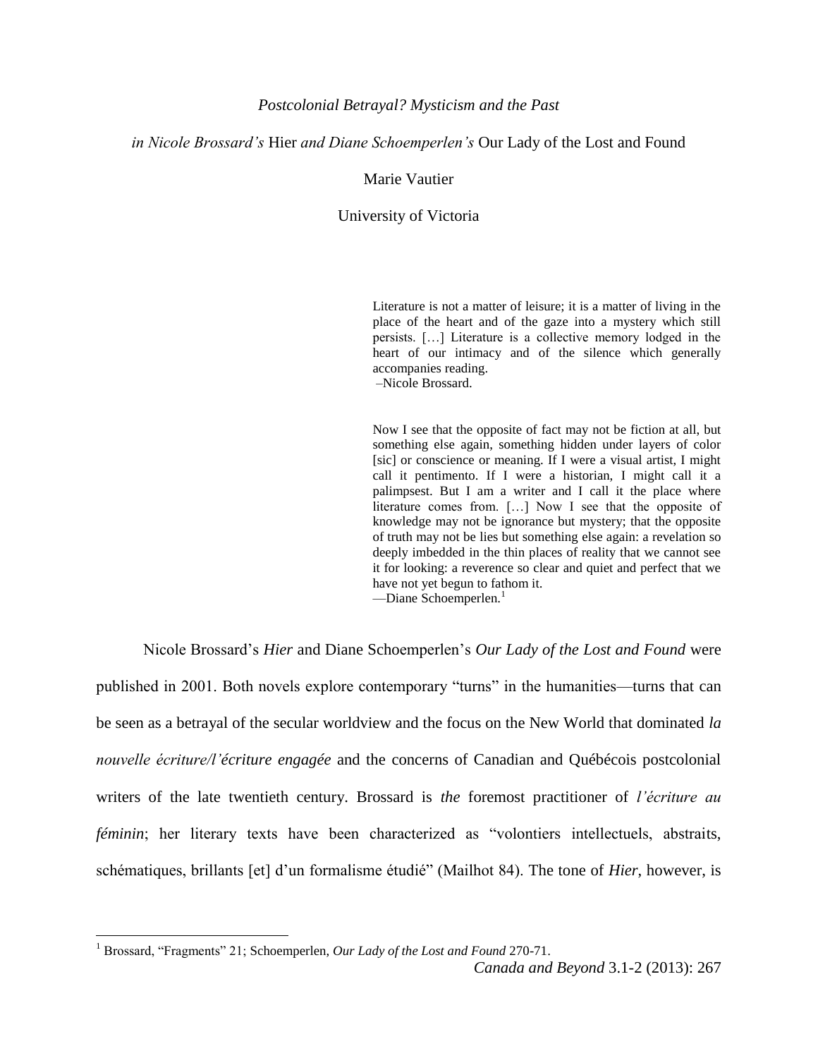# *Postcolonial Betrayal? Mysticism and the Past in Nicole Brossard's* Hier *and Diane Schoemperlen's* Our Lady of the Lost and Found

Marie Vautier

University of Victoria

> Literature is not a matter of leisure; it is a matter of living in the place of the heart and of the gaze into a mystery which still persists. […] Literature is a collective memory lodged in the heart of our intimacy and of the silence which generally accompanies reading.
> –Nicole Brossard.

> Now I see that the opposite of fact may not be fiction at all, but something else again, something hidden under layers of color [sic] or conscience or meaning. If I were a visual artist, I might call it pentimento. If I were a historian, I might call it a palimpsest. But I am a writer and I call it the place where literature comes from. […] Now I see that the opposite of knowledge may not be ignorance but mystery; that the opposite of truth may not be lies but something else again: a revelation so deeply imbedded in the thin places of reality that we cannot see it for looking: a reverence so clear and quiet and perfect that we have not yet begun to fathom it.
> —Diane Schoemperlen.[1]

Nicole Brossard's *Hier* and Diane Schoemperlen's *Our Lady of the Lost and Found* were published in 2001. Both novels explore contemporary "turns" in the humanities—turns that can be seen as a betrayal of the secular worldview and the focus on the New World that dominated *la nouvelle écriture/l'écriture engagée* and the concerns of Canadian and Québécois postcolonial writers of the late twentieth century. Brossard is *the* foremost practitioner of *l'écriture au féminin*; her literary texts have been characterized as "volontiers intellectuels, abstraits, schématiques, brillants [et] d'un formalisme étudié" (Mailhot 84). The tone of *Hier*, however, is

[1] Brossard, "Fragments" 21; Schoemperlen, *Our Lady of the Lost and Found* 270-71.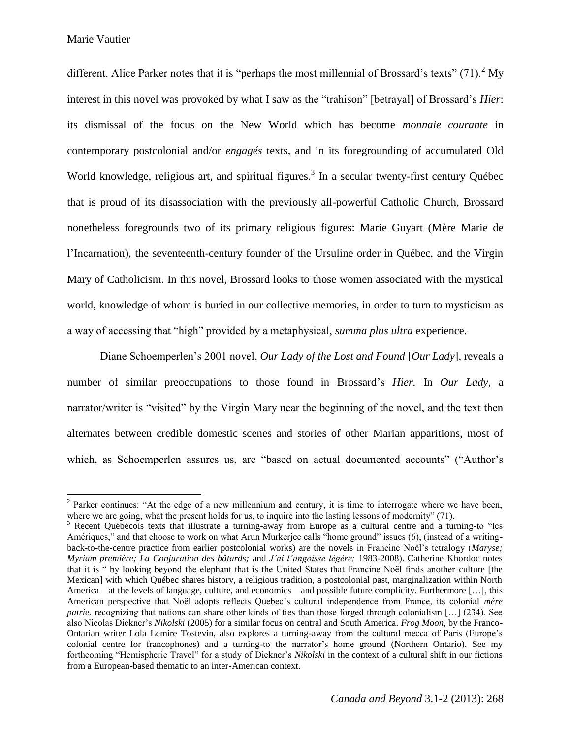different. Alice Parker notes that it is "perhaps the most millennial of Brossard's texts" (71).[2] My interest in this novel was provoked by what I saw as the "trahison" [betrayal] of Brossard's *Hier*: its dismissal of the focus on the New World which has become *monnaie courante* in contemporary postcolonial and/or *engagés* texts, and in its foregrounding of accumulated Old World knowledge, religious art, and spiritual figures.[3] In a secular twenty-first century Québec that is proud of its disassociation with the previously all-powerful Catholic Church, Brossard nonetheless foregrounds two of its primary religious figures: Marie Guyart (Mère Marie de l'Incarnation), the seventeenth-century founder of the Ursuline order in Québec, and the Virgin Mary of Catholicism. In this novel, Brossard looks to those women associated with the mystical world, knowledge of whom is buried in our collective memories, in order to turn to mysticism as a way of accessing that "high" provided by a metaphysical, *summa plus ultra* experience.

Diane Schoemperlen's 2001 novel, *Our Lady of the Lost and Found* [*Our Lady*], reveals a number of similar preoccupations to those found in Brossard's *Hier*. In *Our Lady*, a narrator/writer is "visited" by the Virgin Mary near the beginning of the novel, and the text then alternates between credible domestic scenes and stories of other Marian apparitions, most of which, as Schoemperlen assures us, are "based on actual documented accounts" ("Author's

---

[2] Parker continues: "At the edge of a new millennium and century, it is time to interrogate where we have been, where we are going, what the present holds for us, to inquire into the lasting lessons of modernity" (71).

[3] Recent Québécois texts that illustrate a turning-away from Europe as a cultural centre and a turning-to "les Amériques," and that choose to work on what Arun Murkerjee calls "home ground" issues (6), (instead of a writing-back-to-the-centre practice from earlier postcolonial works) are the novels in Francine Noël's tetralogy (*Maryse; Myriam première; La Conjuration des bâtards;* and *J'ai l'angoisse légère;* 1983-2008). Catherine Khordoc notes that it is " by looking beyond the elephant that is the United States that Francine Noël finds another culture [the Mexican] with which Québec shares history, a religious tradition, a postcolonial past, marginalization within North America—at the levels of language, culture, and economics—and possible future complicity. Furthermore […], this American perspective that Noël adopts reflects Quebec's cultural independence from France, its colonial *mère patrie*, recognizing that nations can share other kinds of ties than those forged through colonialism […] (234). See also Nicolas Dickner's *Nikolski* (2005) for a similar focus on central and South America. *Frog Moon*, by the Franco-Ontarian writer Lola Lemire Tostevin, also explores a turning-away from the cultural mecca of Paris (Europe's colonial centre for francophones) and a turning-to the narrator's home ground (Northern Ontario). See my forthcoming "Hemispheric Travel" for a study of Dickner's *Nikolski* in the context of a cultural shift in our fictions from a European-based thematic to an inter-American context.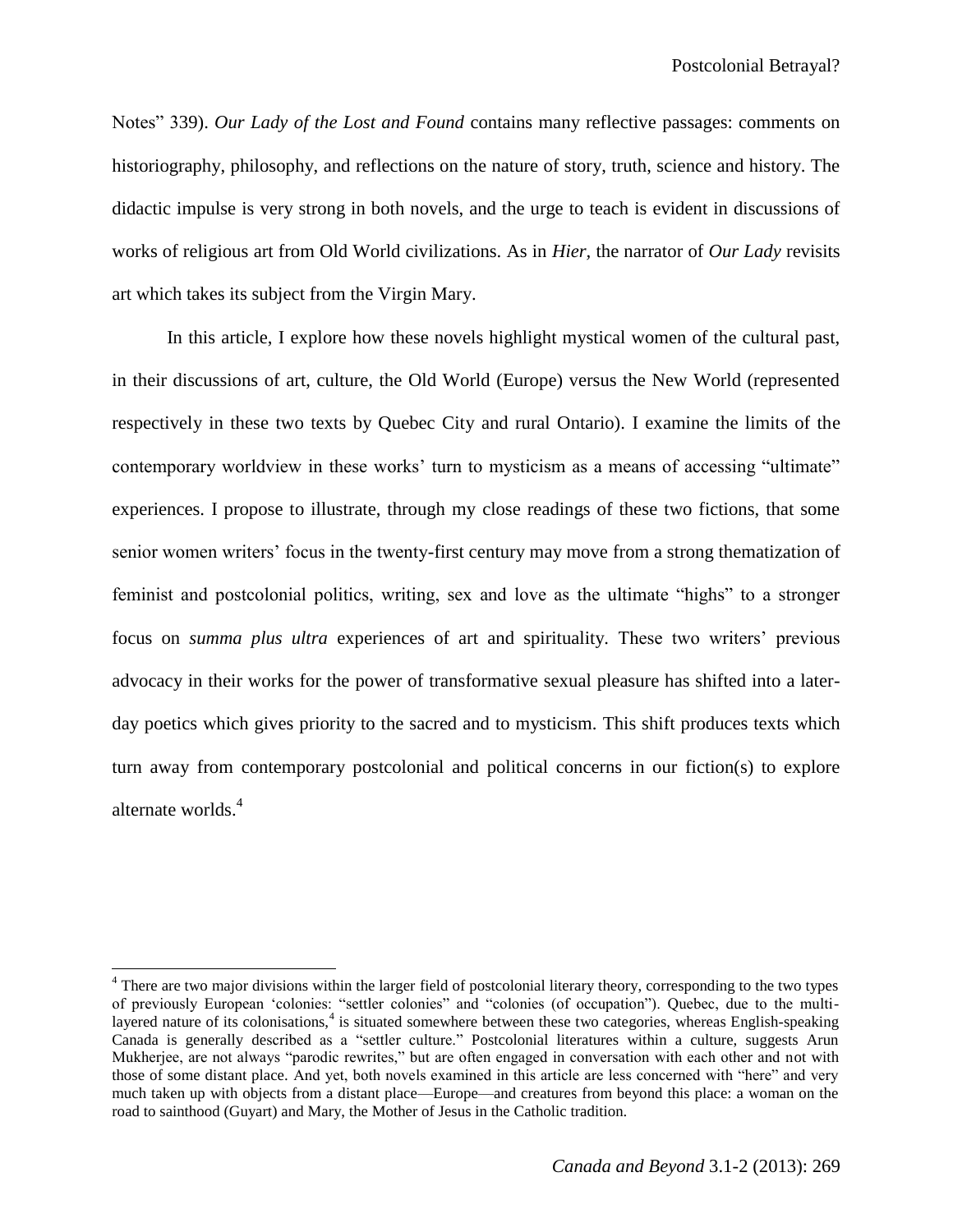Notes" 339). *Our Lady of the Lost and Found* contains many reflective passages: comments on historiography, philosophy, and reflections on the nature of story, truth, science and history. The didactic impulse is very strong in both novels, and the urge to teach is evident in discussions of works of religious art from Old World civilizations. As in *Hier*, the narrator of *Our Lady* revisits art which takes its subject from the Virgin Mary.

In this article, I explore how these novels highlight mystical women of the cultural past, in their discussions of art, culture, the Old World (Europe) versus the New World (represented respectively in these two texts by Quebec City and rural Ontario). I examine the limits of the contemporary worldview in these works' turn to mysticism as a means of accessing "ultimate" experiences. I propose to illustrate, through my close readings of these two fictions, that some senior women writers' focus in the twenty-first century may move from a strong thematization of feminist and postcolonial politics, writing, sex and love as the ultimate "highs" to a stronger focus on *summa plus ultra* experiences of art and spirituality. These two writers' previous advocacy in their works for the power of transformative sexual pleasure has shifted into a later-day poetics which gives priority to the sacred and to mysticism. This shift produces texts which turn away from contemporary postcolonial and political concerns in our fiction(s) to explore alternate worlds.[4]

---

[4] There are two major divisions within the larger field of postcolonial literary theory, corresponding to the two types of previously European 'colonies: "settler colonies" and "colonies (of occupation"). Quebec, due to the multi-layered nature of its colonisations,[4] is situated somewhere between these two categories, whereas English-speaking Canada is generally described as a "settler culture." Postcolonial literatures within a culture, suggests Arun Mukherjee, are not always "parodic rewrites," but are often engaged in conversation with each other and not with those of some distant place. And yet, both novels examined in this article are less concerned with "here" and very much taken up with objects from a distant place—Europe—and creatures from beyond this place: a woman on the road to sainthood (Guyart) and Mary, the Mother of Jesus in the Catholic tradition.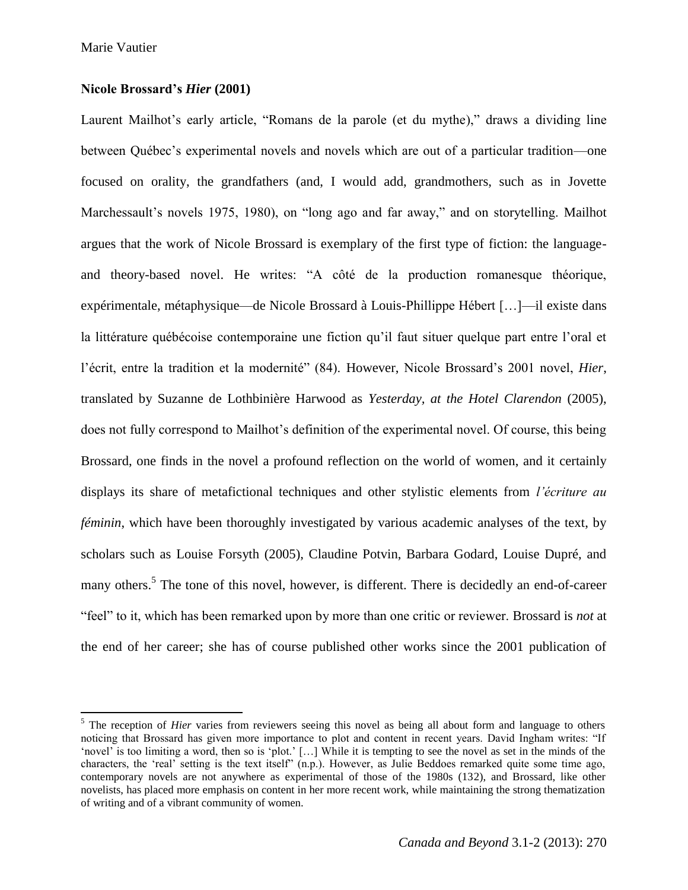**Nicole Brossard's *Hier* (2001)**

Laurent Mailhot's early article, "Romans de la parole (et du mythe)," draws a dividing line between Québec's experimental novels and novels which are out of a particular tradition—one focused on orality, the grandfathers (and, I would add, grandmothers, such as in Jovette Marchessault's novels 1975, 1980), on "long ago and far away," and on storytelling. Mailhot argues that the work of Nicole Brossard is exemplary of the first type of fiction: the language- and theory-based novel. He writes: "A côté de la production romanesque théorique, expérimentale, métaphysique—de Nicole Brossard à Louis-Phillippe Hébert […]—il existe dans la littérature québécoise contemporaine une fiction qu'il faut situer quelque part entre l'oral et l'écrit, entre la tradition et la modernité" (84). However, Nicole Brossard's 2001 novel, *Hier*, translated by Suzanne de Lothbinière Harwood as *Yesterday, at the Hotel Clarendon* (2005), does not fully correspond to Mailhot's definition of the experimental novel. Of course, this being Brossard, one finds in the novel a profound reflection on the world of women, and it certainly displays its share of metafictional techniques and other stylistic elements from *l'écriture au féminin*, which have been thoroughly investigated by various academic analyses of the text, by scholars such as Louise Forsyth (2005), Claudine Potvin, Barbara Godard, Louise Dupré, and many others.[5] The tone of this novel, however, is different. There is decidedly an end-of-career "feel" to it, which has been remarked upon by more than one critic or reviewer. Brossard is *not* at the end of her career; she has of course published other works since the 2001 publication of

---

[5] The reception of *Hier* varies from reviewers seeing this novel as being all about form and language to others noticing that Brossard has given more importance to plot and content in recent years. David Ingham writes: "If 'novel' is too limiting a word, then so is 'plot.' […] While it is tempting to see the novel as set in the minds of the characters, the 'real' setting is the text itself" (n.p.). However, as Julie Beddoes remarked quite some time ago, contemporary novels are not anywhere as experimental of those of the 1980s (132), and Brossard, like other novelists, has placed more emphasis on content in her more recent work, while maintaining the strong thematization of writing and of a vibrant community of women.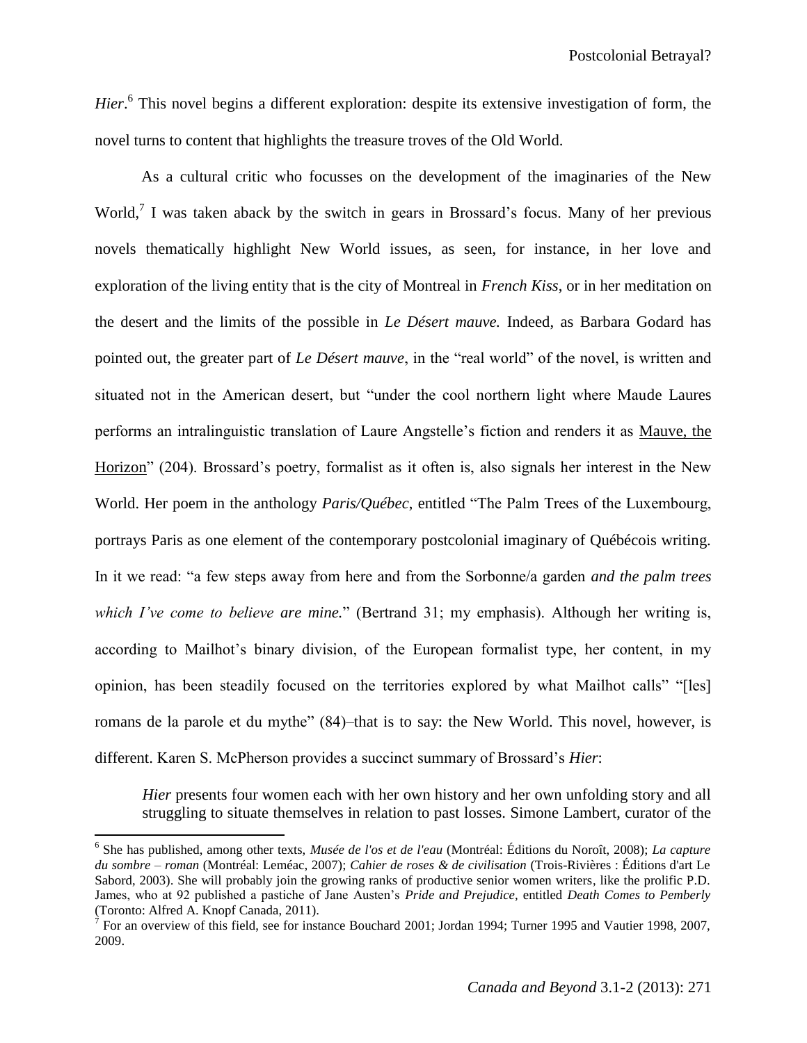*Hier*.[6] This novel begins a different exploration: despite its extensive investigation of form, the novel turns to content that highlights the treasure troves of the Old World.

As a cultural critic who focusses on the development of the imaginaries of the New World,[7] I was taken aback by the switch in gears in Brossard's focus. Many of her previous novels thematically highlight New World issues, as seen, for instance, in her love and exploration of the living entity that is the city of Montreal in *French Kiss*, or in her meditation on the desert and the limits of the possible in *Le Désert mauve.* Indeed, as Barbara Godard has pointed out, the greater part of *Le Désert mauve*, in the "real world" of the novel, is written and situated not in the American desert, but "under the cool northern light where Maude Laures performs an intralinguistic translation of Laure Angstelle's fiction and renders it as <u>Mauve, the Horizon</u>" (204). Brossard's poetry, formalist as it often is, also signals her interest in the New World. Her poem in the anthology *Paris/Québec*, entitled "The Palm Trees of the Luxembourg, portrays Paris as one element of the contemporary postcolonial imaginary of Québécois writing. In it we read: "a few steps away from here and from the Sorbonne/a garden *and the palm trees which I've come to believe are mine.*" (Bertrand 31; my emphasis). Although her writing is, according to Mailhot's binary division, of the European formalist type, her content, in my opinion, has been steadily focused on the territories explored by what Mailhot calls" "[les] romans de la parole et du mythe" (84)–that is to say: the New World. This novel, however, is different. Karen S. McPherson provides a succinct summary of Brossard's *Hier*:

> *Hier* presents four women each with her own history and her own unfolding story and all struggling to situate themselves in relation to past losses. Simone Lambert, curator of the

---

[6] She has published, among other texts, *Musée de l'os et de l'eau* (Montréal: Éditions du Noroît, 2008); *La capture du sombre – roman* (Montréal: Leméac, 2007); *Cahier de roses & de civilisation* (Trois-Rivières : Éditions d'art Le Sabord, 2003). She will probably join the growing ranks of productive senior women writers, like the prolific P.D. James, who at 92 published a pastiche of Jane Austen's *Pride and Prejudice,* entitled *Death Comes to Pemberly* (Toronto: Alfred A. Knopf Canada, 2011).

[7] For an overview of this field, see for instance Bouchard 2001; Jordan 1994; Turner 1995 and Vautier 1998, 2007, 2009.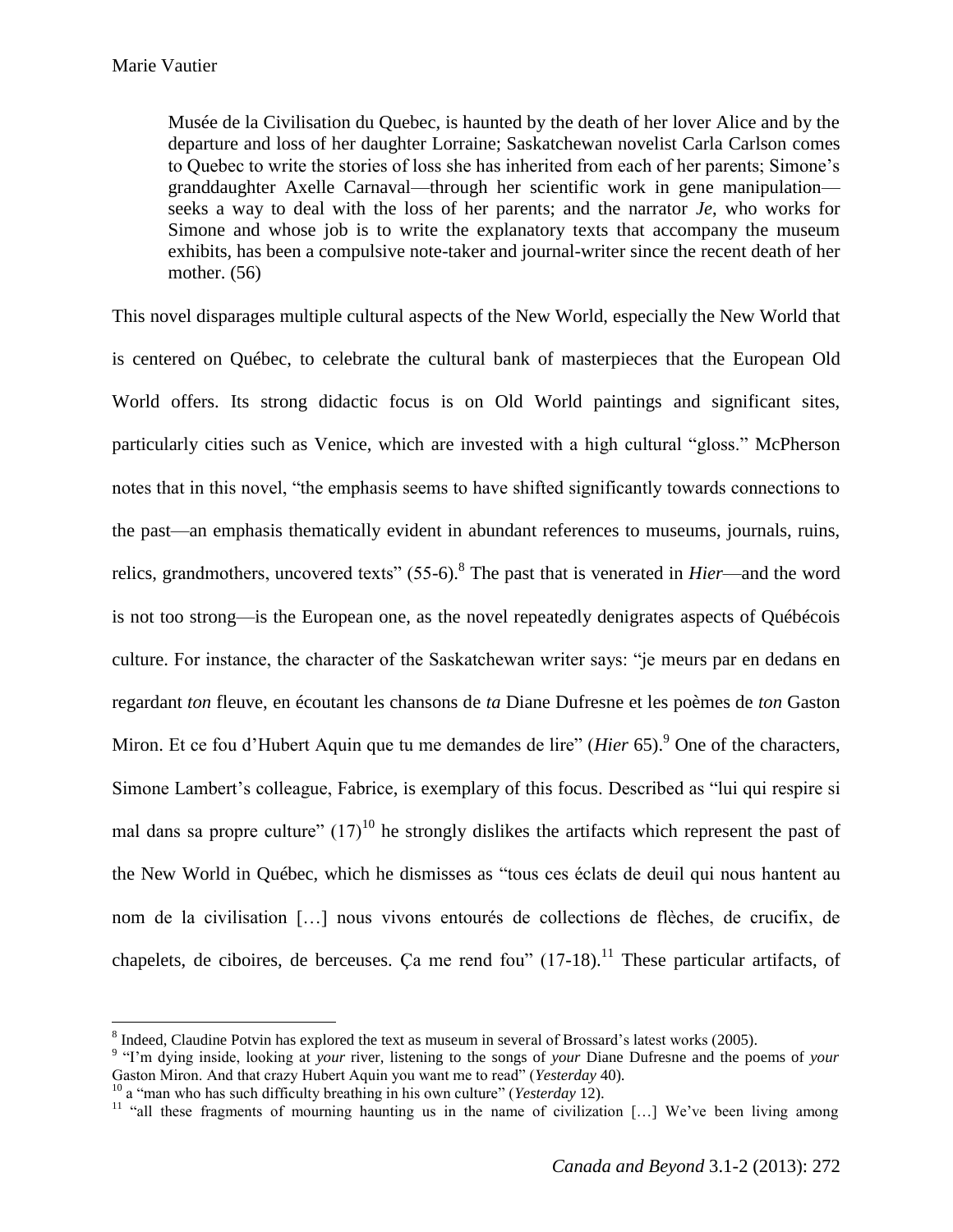> Musée de la Civilisation du Quebec, is haunted by the death of her lover Alice and by the departure and loss of her daughter Lorraine; Saskatchewan novelist Carla Carlson comes to Quebec to write the stories of loss she has inherited from each of her parents; Simone's granddaughter Axelle Carnaval—through her scientific work in gene manipulation—seeks a way to deal with the loss of her parents; and the narrator *Je*, who works for Simone and whose job is to write the explanatory texts that accompany the museum exhibits, has been a compulsive note-taker and journal-writer since the recent death of her mother. (56)

This novel disparages multiple cultural aspects of the New World, especially the New World that is centered on Québec, to celebrate the cultural bank of masterpieces that the European Old World offers. Its strong didactic focus is on Old World paintings and significant sites, particularly cities such as Venice, which are invested with a high cultural "gloss." McPherson notes that in this novel, "the emphasis seems to have shifted significantly towards connections to the past—an emphasis thematically evident in abundant references to museums, journals, ruins, relics, grandmothers, uncovered texts" (55-6).[8] The past that is venerated in *Hier*—and the word is not too strong—is the European one, as the novel repeatedly denigrates aspects of Québécois culture. For instance, the character of the Saskatchewan writer says: "je meurs par en dedans en regardant *ton* fleuve, en écoutant les chansons de *ta* Diane Dufresne et les poèmes de *ton* Gaston Miron. Et ce fou d'Hubert Aquin que tu me demandes de lire" (*Hier* 65).[9] One of the characters, Simone Lambert's colleague, Fabrice, is exemplary of this focus. Described as "lui qui respire si mal dans sa propre culture" (17)[10] he strongly dislikes the artifacts which represent the past of the New World in Québec, which he dismisses as "tous ces éclats de deuil qui nous hantent au nom de la civilisation […] nous vivons entourés de collections de flèches, de crucifix, de chapelets, de ciboires, de berceuses. Ça me rend fou" (17-18).[11] These particular artifacts, of

---

[8] Indeed, Claudine Potvin has explored the text as museum in several of Brossard's latest works (2005).

[9] "I'm dying inside, looking at *your* river, listening to the songs of *your* Diane Dufresne and the poems of *your* Gaston Miron. And that crazy Hubert Aquin you want me to read" (*Yesterday* 40).

[10] a "man who has such difficulty breathing in his own culture" (*Yesterday* 12).

[11] "all these fragments of mourning haunting us in the name of civilization […] We've been living among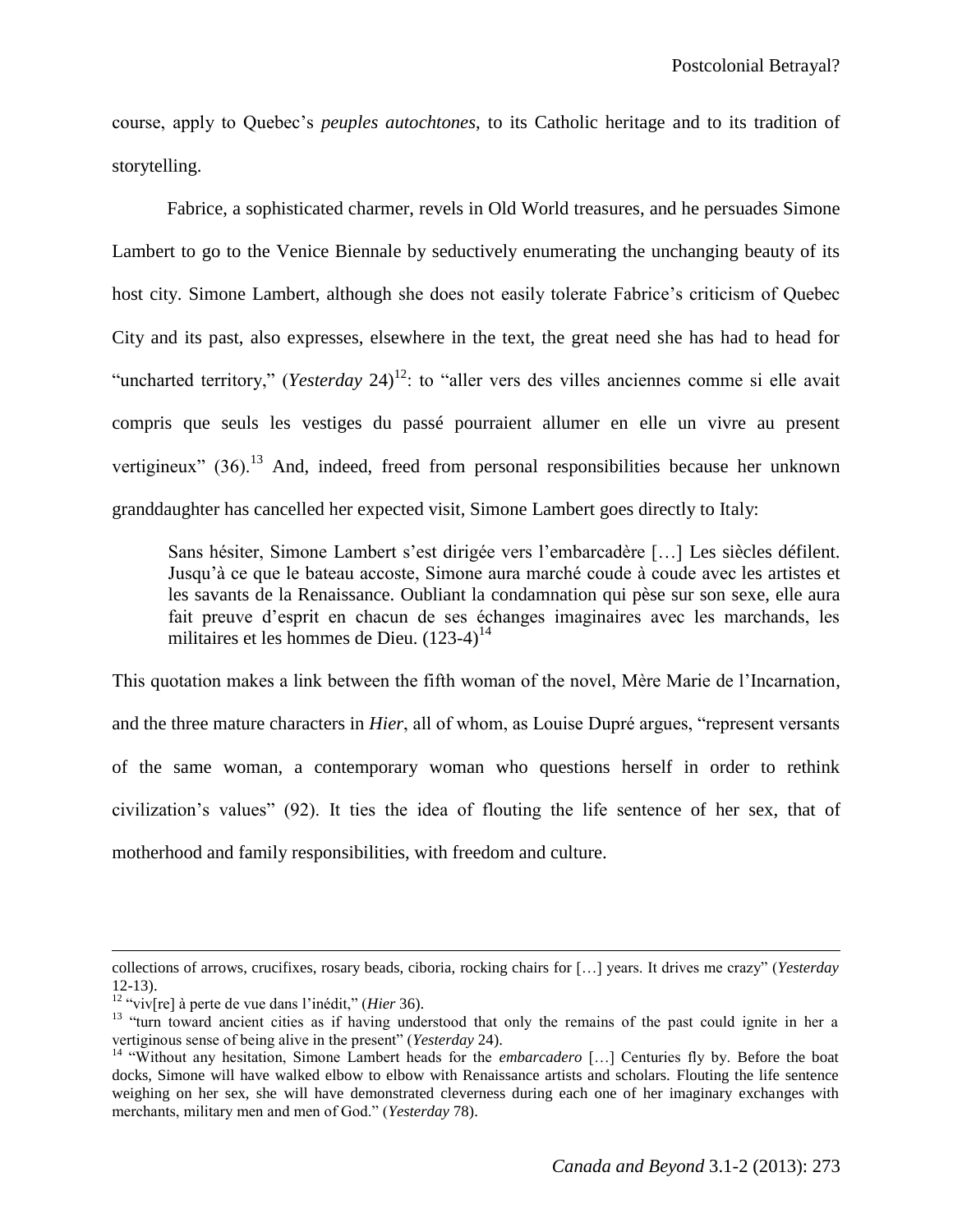course, apply to Quebec's *peuples autochtones*, to its Catholic heritage and to its tradition of storytelling.

Fabrice, a sophisticated charmer, revels in Old World treasures, and he persuades Simone Lambert to go to the Venice Biennale by seductively enumerating the unchanging beauty of its host city. Simone Lambert, although she does not easily tolerate Fabrice's criticism of Quebec City and its past, also expresses, elsewhere in the text, the great need she has had to head for "uncharted territory," (*Yesterday* 24)[12]: to "aller vers des villes anciennes comme si elle avait compris que seuls les vestiges du passé pourraient allumer en elle un vivre au present vertigineux" (36).[13] And, indeed, freed from personal responsibilities because her unknown granddaughter has cancelled her expected visit, Simone Lambert goes directly to Italy:

> Sans hésiter, Simone Lambert s'est dirigée vers l'embarcadère […] Les siècles défilent. Jusqu'à ce que le bateau accoste, Simone aura marché coude à coude avec les artistes et les savants de la Renaissance. Oubliant la condamnation qui pèse sur son sexe, elle aura fait preuve d'esprit en chacun de ses échanges imaginaires avec les marchands, les militaires et les hommes de Dieu. (123-4)[14]

This quotation makes a link between the fifth woman of the novel, Mère Marie de l'Incarnation, and the three mature characters in *Hier*, all of whom, as Louise Dupré argues, "represent versants of the same woman, a contemporary woman who questions herself in order to rethink civilization's values" (92). It ties the idea of flouting the life sentence of her sex, that of motherhood and family responsibilities, with freedom and culture.

---

collections of arrows, crucifixes, rosary beads, ciboria, rocking chairs for […] years. It drives me crazy" (*Yesterday* 12-13).

[12] "viv[re] à perte de vue dans l'inédit," (*Hier* 36).

[13] "turn toward ancient cities as if having understood that only the remains of the past could ignite in her a vertiginous sense of being alive in the present" (*Yesterday* 24).

[14] "Without any hesitation, Simone Lambert heads for the *embarcadero* […] Centuries fly by. Before the boat docks, Simone will have walked elbow to elbow with Renaissance artists and scholars. Flouting the life sentence weighing on her sex, she will have demonstrated cleverness during each one of her imaginary exchanges with merchants, military men and men of God." (*Yesterday* 78).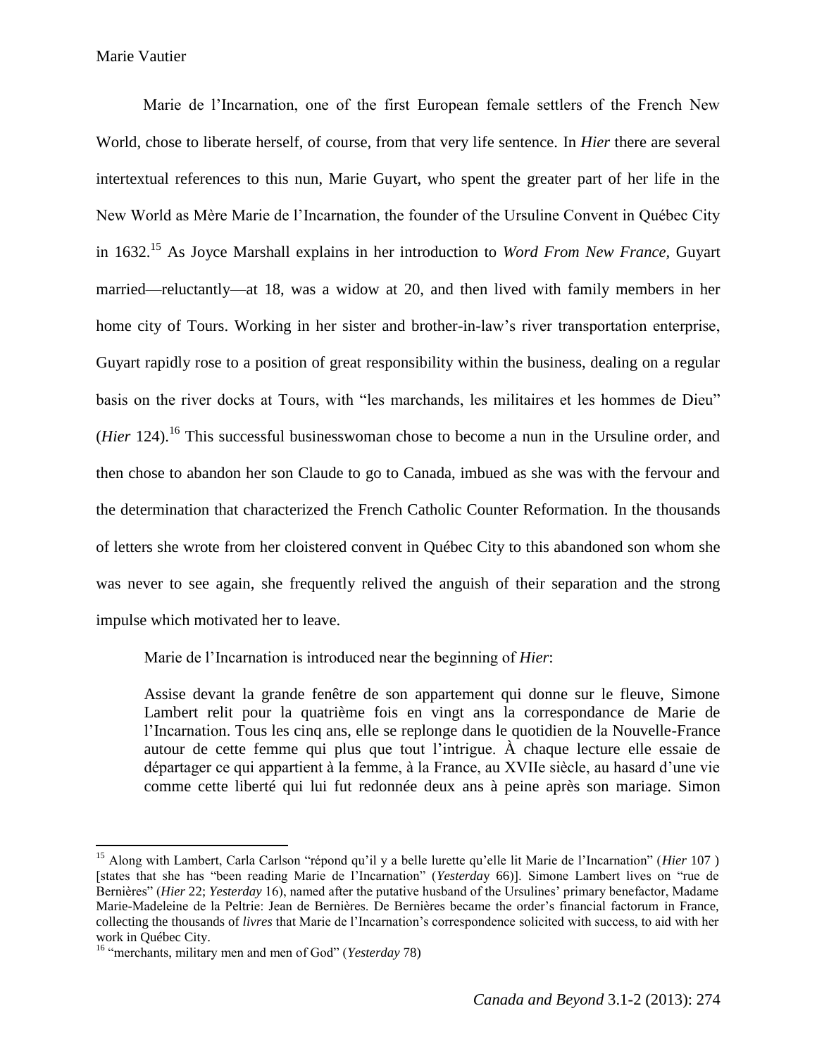Marie de l'Incarnation, one of the first European female settlers of the French New World, chose to liberate herself, of course, from that very life sentence. In *Hier* there are several intertextual references to this nun, Marie Guyart, who spent the greater part of her life in the New World as Mère Marie de l'Incarnation, the founder of the Ursuline Convent in Québec City in 1632.[15] As Joyce Marshall explains in her introduction to *Word From New France*, Guyart married—reluctantly—at 18, was a widow at 20, and then lived with family members in her home city of Tours. Working in her sister and brother-in-law's river transportation enterprise, Guyart rapidly rose to a position of great responsibility within the business, dealing on a regular basis on the river docks at Tours, with "les marchands, les militaires et les hommes de Dieu" (*Hier* 124).[16] This successful businesswoman chose to become a nun in the Ursuline order, and then chose to abandon her son Claude to go to Canada, imbued as she was with the fervour and the determination that characterized the French Catholic Counter Reformation. In the thousands of letters she wrote from her cloistered convent in Québec City to this abandoned son whom she was never to see again, she frequently relived the anguish of their separation and the strong impulse which motivated her to leave.

Marie de l'Incarnation is introduced near the beginning of *Hier*:

> Assise devant la grande fenêtre de son appartement qui donne sur le fleuve, Simone Lambert relit pour la quatrième fois en vingt ans la correspondance de Marie de l'Incarnation. Tous les cinq ans, elle se replonge dans le quotidien de la Nouvelle-France autour de cette femme qui plus que tout l'intrigue. À chaque lecture elle essaie de départager ce qui appartient à la femme, à la France, au XVIIe siècle, au hasard d'une vie comme cette liberté qui lui fut redonnée deux ans à peine après son mariage. Simon

---

[15] Along with Lambert, Carla Carlson "répond qu'il y a belle lurette qu'elle lit Marie de l'Incarnation" (*Hier* 107 ) [states that she has "been reading Marie de l'Incarnation" (*Yesterday* 66)]. Simone Lambert lives on "rue de Bernières" (*Hier* 22; *Yesterday* 16), named after the putative husband of the Ursulines' primary benefactor, Madame Marie-Madeleine de la Peltrie: Jean de Bernières. De Bernières became the order's financial factorum in France, collecting the thousands of *livres* that Marie de l'Incarnation's correspondence solicited with success, to aid with her work in Québec City.

[16] "merchants, military men and men of God" (*Yesterday* 78)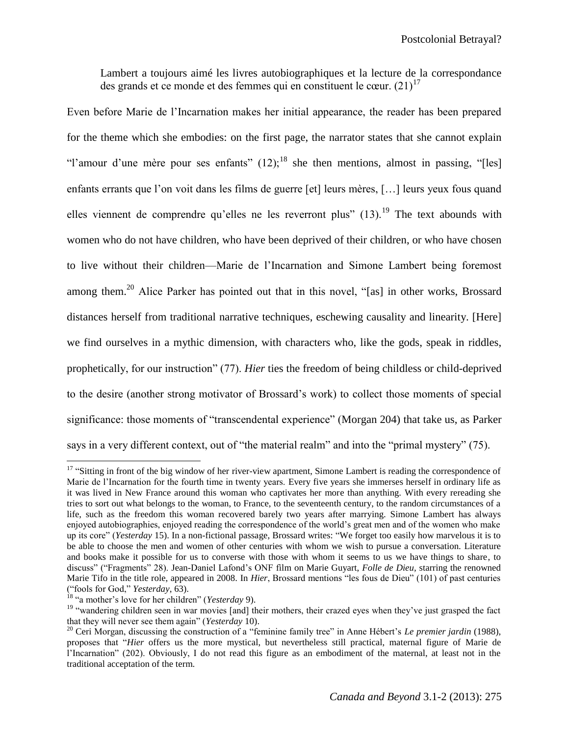> Lambert a toujours aimé les livres autobiographiques et la lecture de la correspondance des grands et ce monde et des femmes qui en constituent le cœur. (21)[17]

Even before Marie de l'Incarnation makes her initial appearance, the reader has been prepared for the theme which she embodies: on the first page, the narrator states that she cannot explain "l'amour d'une mère pour ses enfants" (12);[18] she then mentions, almost in passing, "[les] enfants errants que l'on voit dans les films de guerre [et] leurs mères, […] leurs yeux fous quand elles viennent de comprendre qu'elles ne les reverront plus" (13).[19] The text abounds with women who do not have children, who have been deprived of their children, or who have chosen to live without their children—Marie de l'Incarnation and Simone Lambert being foremost among them.[20] Alice Parker has pointed out that in this novel, "[as] in other works, Brossard distances herself from traditional narrative techniques, eschewing causality and linearity. [Here] we find ourselves in a mythic dimension, with characters who, like the gods, speak in riddles, prophetically, for our instruction" (77). *Hier* ties the freedom of being childless or child-deprived to the desire (another strong motivator of Brossard's work) to collect those moments of special significance: those moments of "transcendental experience" (Morgan 204) that take us, as Parker says in a very different context, out of "the material realm" and into the "primal mystery" (75).

---

[17] "Sitting in front of the big window of her river-view apartment, Simone Lambert is reading the correspondence of Marie de l'Incarnation for the fourth time in twenty years. Every five years she immerses herself in ordinary life as it was lived in New France around this woman who captivates her more than anything. With every rereading she tries to sort out what belongs to the woman, to France, to the seventeenth century, to the random circumstances of a life, such as the freedom this woman recovered barely two years after marrying. Simone Lambert has always enjoyed autobiographies, enjoyed reading the correspondence of the world's great men and of the women who make up its core" (*Yesterday* 15). In a non-fictional passage, Brossard writes: "We forget too easily how marvelous it is to be able to choose the men and women of other centuries with whom we wish to pursue a conversation. Literature and books make it possible for us to converse with those with whom it seems to us we have things to share, to discuss" ("Fragments" 28). Jean-Daniel Lafond's ONF film on Marie Guyart, *Folle de Dieu,* starring the renowned Marie Tifo in the title role, appeared in 2008. In *Hier*, Brossard mentions "les fous de Dieu" (101) of past centuries ("fools for God," *Yesterday*, 63).

[18] "a mother's love for her children" (*Yesterday* 9).

[19] "wandering children seen in war movies [and] their mothers, their crazed eyes when they've just grasped the fact that they will never see them again" (*Yesterday* 10).

[20] Ceri Morgan, discussing the construction of a "feminine family tree" in Anne Hébert's *Le premier jardin* (1988), proposes that "*Hier* offers us the more mystical, but nevertheless still practical, maternal figure of Marie de l'Incarnation" (202). Obviously, I do not read this figure as an embodiment of the maternal, at least not in the traditional acceptation of the term.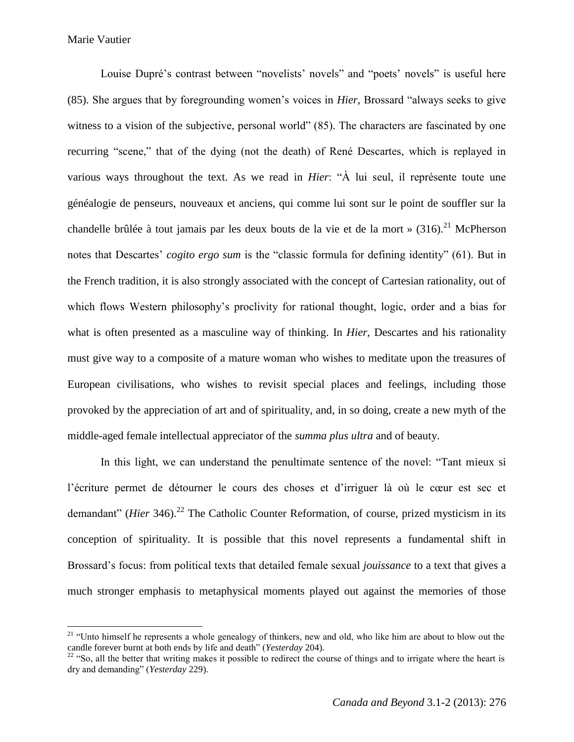Louise Dupré's contrast between "novelists' novels" and "poets' novels" is useful here (85). She argues that by foregrounding women's voices in *Hier,* Brossard "always seeks to give witness to a vision of the subjective, personal world" (85). The characters are fascinated by one recurring "scene," that of the dying (not the death) of René Descartes, which is replayed in various ways throughout the text. As we read in *Hier*: "À lui seul, il représente toute une généalogie de penseurs, nouveaux et anciens, qui comme lui sont sur le point de souffler sur la chandelle brûlée à tout jamais par les deux bouts de la vie et de la mort » (316).[21] McPherson notes that Descartes' *cogito ergo sum* is the "classic formula for defining identity" (61). But in the French tradition, it is also strongly associated with the concept of Cartesian rationality, out of which flows Western philosophy's proclivity for rational thought, logic, order and a bias for what is often presented as a masculine way of thinking. In *Hier,* Descartes and his rationality must give way to a composite of a mature woman who wishes to meditate upon the treasures of European civilisations, who wishes to revisit special places and feelings, including those provoked by the appreciation of art and of spirituality, and, in so doing, create a new myth of the middle-aged female intellectual appreciator of the *summa plus ultra* and of beauty.

In this light, we can understand the penultimate sentence of the novel: "Tant mieux si l'écriture permet de détourner le cours des choses et d'irriguer là où le cœur est sec et demandant" (*Hier* 346).[22] The Catholic Counter Reformation, of course, prized mysticism in its conception of spirituality. It is possible that this novel represents a fundamental shift in Brossard's focus: from political texts that detailed female sexual *jouissance* to a text that gives a much stronger emphasis to metaphysical moments played out against the memories of those

---

[21] "Unto himself he represents a whole genealogy of thinkers, new and old, who like him are about to blow out the candle forever burnt at both ends by life and death" (*Yesterday* 204).

[22] "So, all the better that writing makes it possible to redirect the course of things and to irrigate where the heart is dry and demanding" (*Yesterday* 229).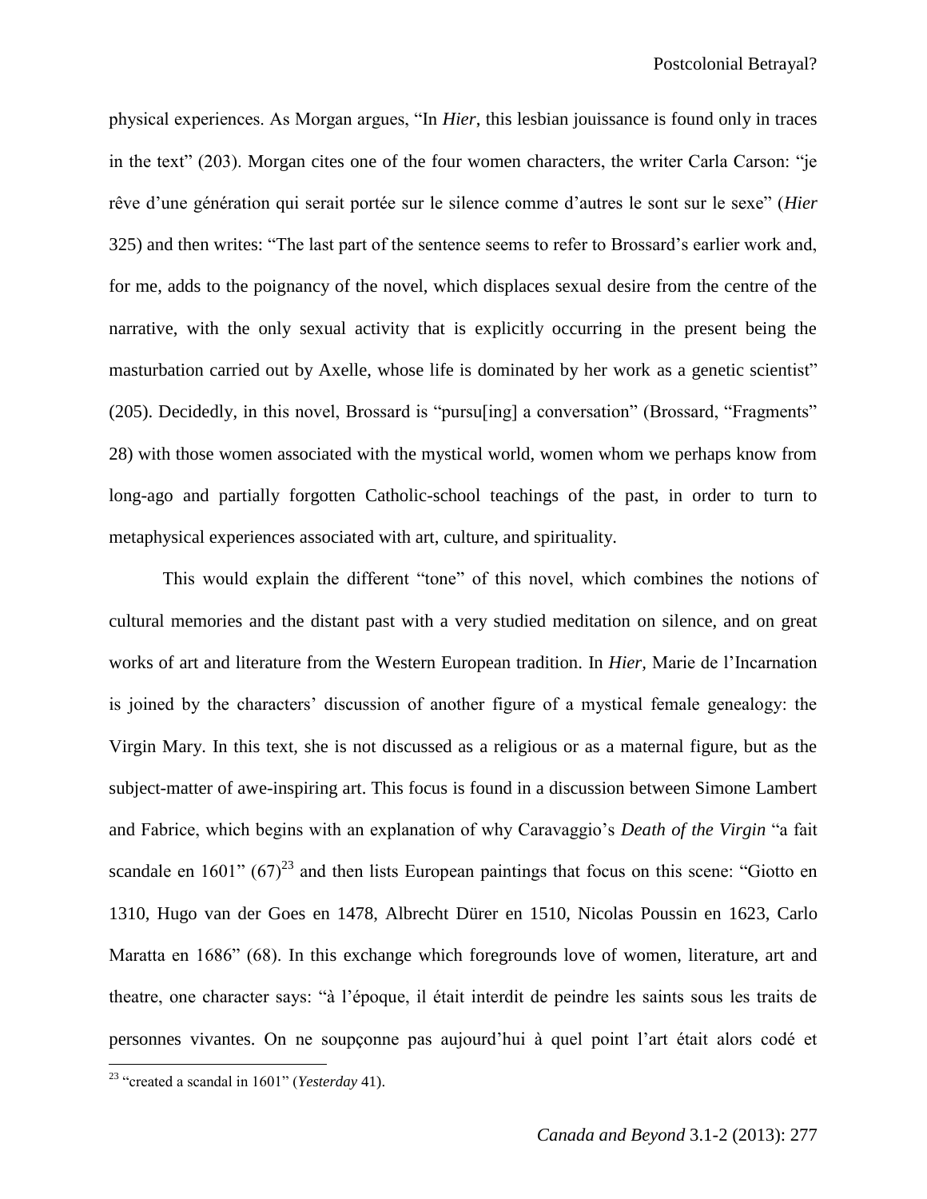physical experiences. As Morgan argues, "In *Hier*, this lesbian jouissance is found only in traces in the text" (203). Morgan cites one of the four women characters, the writer Carla Carson: "je rêve d'une génération qui serait portée sur le silence comme d'autres le sont sur le sexe" (*Hier* 325) and then writes: "The last part of the sentence seems to refer to Brossard's earlier work and, for me, adds to the poignancy of the novel, which displaces sexual desire from the centre of the narrative, with the only sexual activity that is explicitly occurring in the present being the masturbation carried out by Axelle, whose life is dominated by her work as a genetic scientist" (205). Decidedly, in this novel, Brossard is "pursu[ing] a conversation" (Brossard, "Fragments" 28) with those women associated with the mystical world, women whom we perhaps know from long-ago and partially forgotten Catholic-school teachings of the past, in order to turn to metaphysical experiences associated with art, culture, and spirituality.

This would explain the different "tone" of this novel, which combines the notions of cultural memories and the distant past with a very studied meditation on silence, and on great works of art and literature from the Western European tradition. In *Hier*, Marie de l'Incarnation is joined by the characters' discussion of another figure of a mystical female genealogy: the Virgin Mary. In this text, she is not discussed as a religious or as a maternal figure, but as the subject-matter of awe-inspiring art. This focus is found in a discussion between Simone Lambert and Fabrice, which begins with an explanation of why Caravaggio's *Death of the Virgin* "a fait scandale en 1601" (67)[23] and then lists European paintings that focus on this scene: "Giotto en 1310, Hugo van der Goes en 1478, Albrecht Dürer en 1510, Nicolas Poussin en 1623, Carlo Maratta en 1686" (68). In this exchange which foregrounds love of women, literature, art and theatre, one character says: "à l'époque, il était interdit de peindre les saints sous les traits de personnes vivantes. On ne soupçonne pas aujourd'hui à quel point l'art était alors codé et

[23] "created a scandal in 1601" (*Yesterday* 41).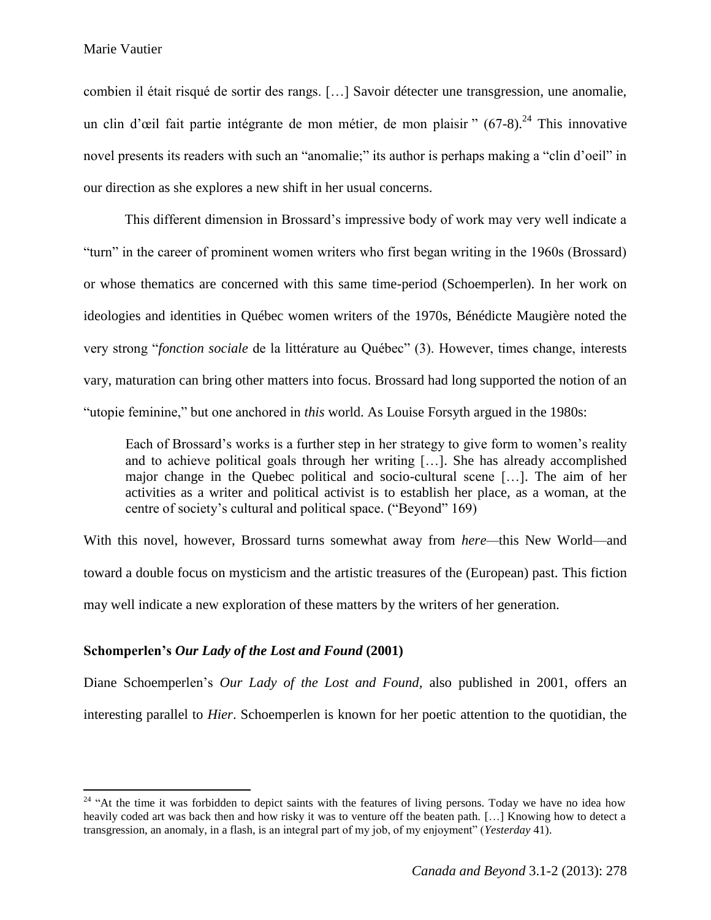combien il était risqué de sortir des rangs. […] Savoir détecter une transgression, une anomalie, un clin d'œil fait partie intégrante de mon métier, de mon plaisir " (67-8).[24] This innovative novel presents its readers with such an "anomalie;" its author is perhaps making a "clin d'oeil" in our direction as she explores a new shift in her usual concerns.

This different dimension in Brossard's impressive body of work may very well indicate a "turn" in the career of prominent women writers who first began writing in the 1960s (Brossard) or whose thematics are concerned with this same time-period (Schoemperlen). In her work on ideologies and identities in Québec women writers of the 1970s, Bénédicte Maugière noted the very strong "*fonction sociale* de la littérature au Québec" (3). However, times change, interests vary, maturation can bring other matters into focus. Brossard had long supported the notion of an "utopie feminine," but one anchored in *this* world. As Louise Forsyth argued in the 1980s:

> Each of Brossard's works is a further step in her strategy to give form to women's reality and to achieve political goals through her writing […]. She has already accomplished major change in the Quebec political and socio-cultural scene […]. The aim of her activities as a writer and political activist is to establish her place, as a woman, at the centre of society's cultural and political space. ("Beyond" 169)

With this novel, however, Brossard turns somewhat away from *here*—this New World—and toward a double focus on mysticism and the artistic treasures of the (European) past. This fiction may well indicate a new exploration of these matters by the writers of her generation.

### Schomperlen's *Our Lady of the Lost and Found* (2001)

Diane Schoemperlen's *Our Lady of the Lost and Found,* also published in 2001, offers an interesting parallel to *Hier*. Schoemperlen is known for her poetic attention to the quotidian, the

---

[24] "At the time it was forbidden to depict saints with the features of living persons. Today we have no idea how heavily coded art was back then and how risky it was to venture off the beaten path. […] Knowing how to detect a transgression, an anomaly, in a flash, is an integral part of my job, of my enjoyment" (*Yesterday* 41).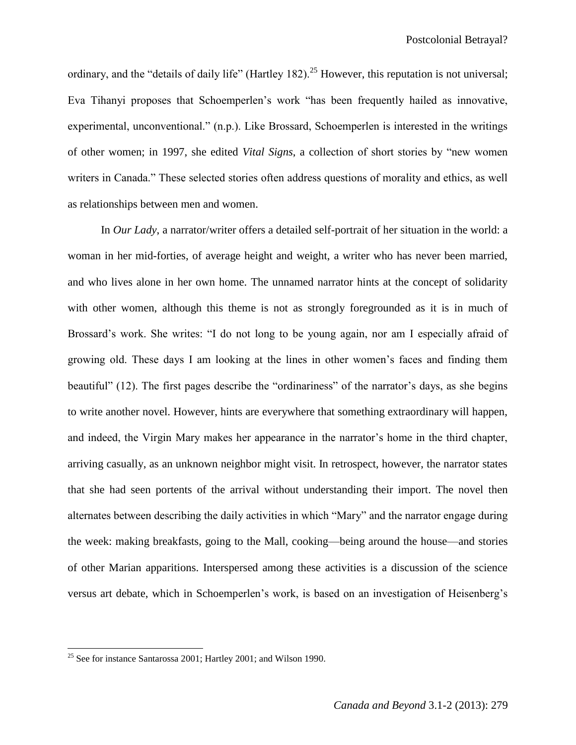ordinary, and the "details of daily life" (Hartley 182).[25] However, this reputation is not universal; Eva Tihanyi proposes that Schoemperlen's work "has been frequently hailed as innovative, experimental, unconventional." (n.p.). Like Brossard, Schoemperlen is interested in the writings of other women; in 1997, she edited *Vital Signs*, a collection of short stories by "new women writers in Canada." These selected stories often address questions of morality and ethics, as well as relationships between men and women.

In *Our Lady*, a narrator/writer offers a detailed self-portrait of her situation in the world: a woman in her mid-forties, of average height and weight, a writer who has never been married, and who lives alone in her own home. The unnamed narrator hints at the concept of solidarity with other women, although this theme is not as strongly foregrounded as it is in much of Brossard's work. She writes: "I do not long to be young again, nor am I especially afraid of growing old. These days I am looking at the lines in other women's faces and finding them beautiful" (12). The first pages describe the "ordinariness" of the narrator's days, as she begins to write another novel. However, hints are everywhere that something extraordinary will happen, and indeed, the Virgin Mary makes her appearance in the narrator's home in the third chapter, arriving casually, as an unknown neighbor might visit. In retrospect, however, the narrator states that she had seen portents of the arrival without understanding their import. The novel then alternates between describing the daily activities in which "Mary" and the narrator engage during the week: making breakfasts, going to the Mall, cooking—being around the house—and stories of other Marian apparitions. Interspersed among these activities is a discussion of the science versus art debate, which in Schoemperlen's work, is based on an investigation of Heisenberg's

[25] See for instance Santarossa 2001; Hartley 2001; and Wilson 1990.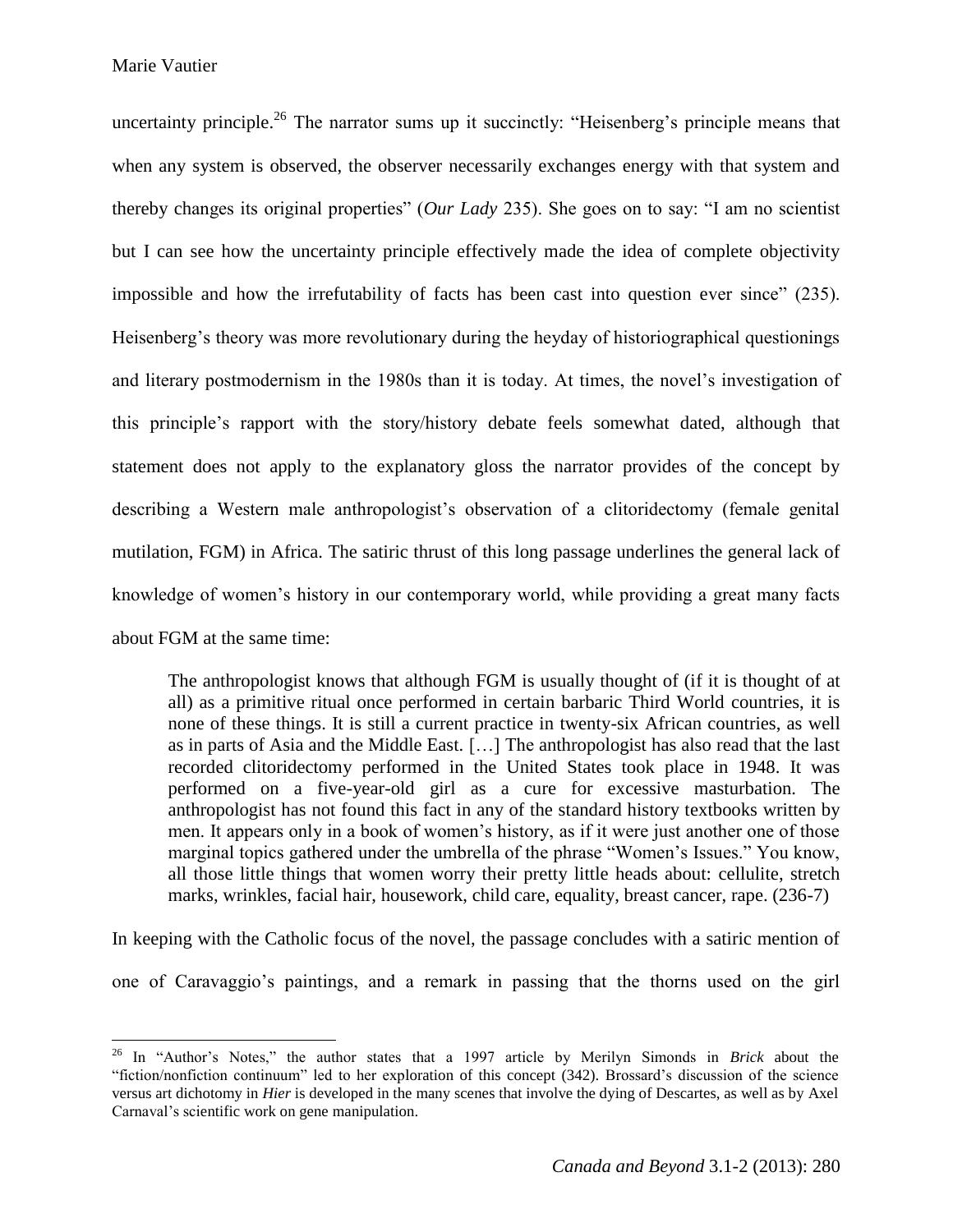uncertainty principle.[26] The narrator sums up it succinctly: "Heisenberg's principle means that when any system is observed, the observer necessarily exchanges energy with that system and thereby changes its original properties" (*Our Lady* 235). She goes on to say: "I am no scientist but I can see how the uncertainty principle effectively made the idea of complete objectivity impossible and how the irrefutability of facts has been cast into question ever since" (235). Heisenberg's theory was more revolutionary during the heyday of historiographical questionings and literary postmodernism in the 1980s than it is today. At times, the novel's investigation of this principle's rapport with the story/history debate feels somewhat dated, although that statement does not apply to the explanatory gloss the narrator provides of the concept by describing a Western male anthropologist's observation of a clitoridectomy (female genital mutilation, FGM) in Africa. The satiric thrust of this long passage underlines the general lack of knowledge of women's history in our contemporary world, while providing a great many facts about FGM at the same time:

> The anthropologist knows that although FGM is usually thought of (if it is thought of at all) as a primitive ritual once performed in certain barbaric Third World countries, it is none of these things. It is still a current practice in twenty-six African countries, as well as in parts of Asia and the Middle East. […] The anthropologist has also read that the last recorded clitoridectomy performed in the United States took place in 1948. It was performed on a five-year-old girl as a cure for excessive masturbation. The anthropologist has not found this fact in any of the standard history textbooks written by men. It appears only in a book of women's history, as if it were just another one of those marginal topics gathered under the umbrella of the phrase "Women's Issues." You know, all those little things that women worry their pretty little heads about: cellulite, stretch marks, wrinkles, facial hair, housework, child care, equality, breast cancer, rape. (236-7)

In keeping with the Catholic focus of the novel, the passage concludes with a satiric mention of one of Caravaggio's paintings, and a remark in passing that the thorns used on the girl

---

[26] In "Author's Notes," the author states that a 1997 article by Merilyn Simonds in *Brick* about the "fiction/nonfiction continuum" led to her exploration of this concept (342). Brossard's discussion of the science versus art dichotomy in *Hier* is developed in the many scenes that involve the dying of Descartes, as well as by Axel Carnaval's scientific work on gene manipulation.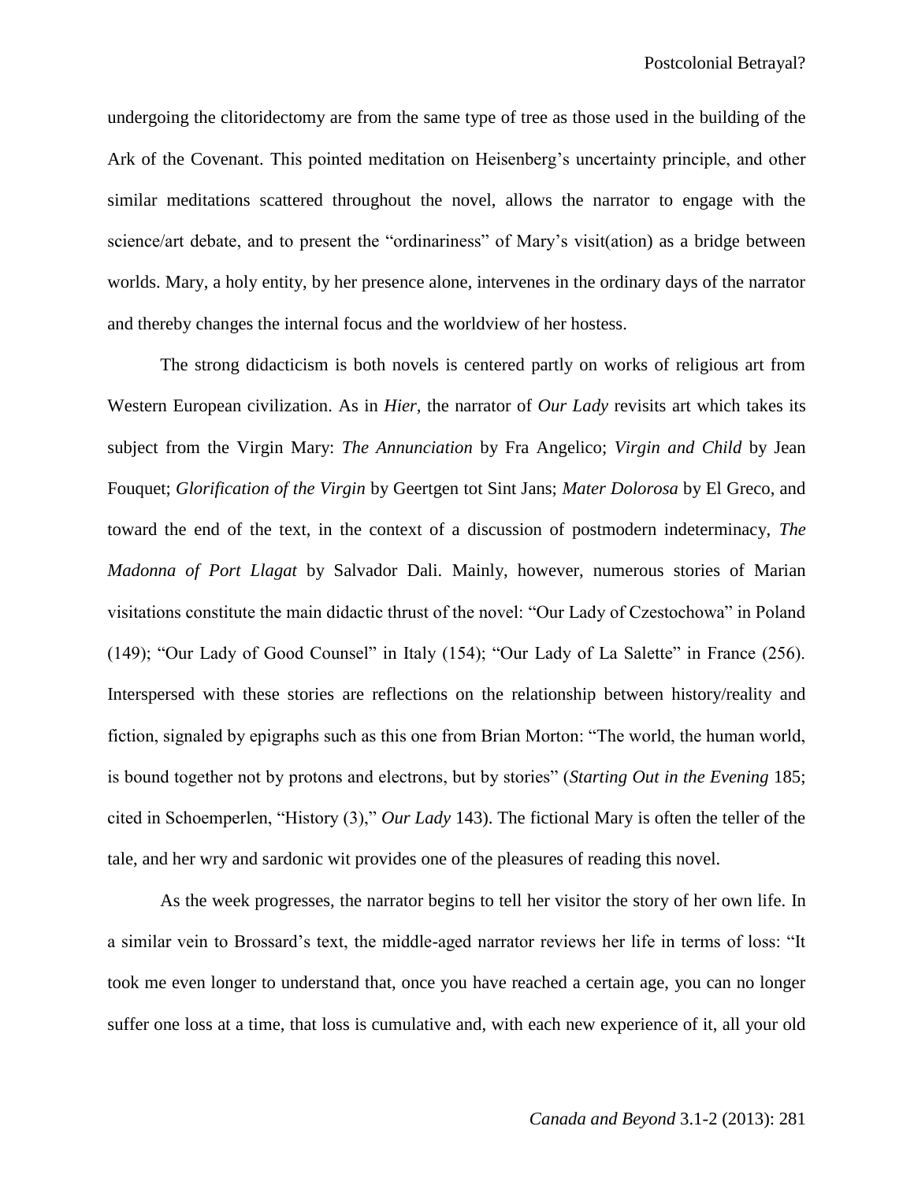undergoing the clitoridectomy are from the same type of tree as those used in the building of the Ark of the Covenant. This pointed meditation on Heisenberg's uncertainty principle, and other similar meditations scattered throughout the novel, allows the narrator to engage with the science/art debate, and to present the "ordinariness" of Mary's visit(ation) as a bridge between worlds. Mary, a holy entity, by her presence alone, intervenes in the ordinary days of the narrator and thereby changes the internal focus and the worldview of her hostess.

The strong didacticism is both novels is centered partly on works of religious art from Western European civilization. As in *Hier*, the narrator of *Our Lady* revisits art which takes its subject from the Virgin Mary: *The Annunciation* by Fra Angelico; *Virgin and Child* by Jean Fouquet; *Glorification of the Virgin* by Geertgen tot Sint Jans; *Mater Dolorosa* by El Greco, and toward the end of the text, in the context of a discussion of postmodern indeterminacy, *The Madonna of Port Llagat* by Salvador Dali. Mainly, however, numerous stories of Marian visitations constitute the main didactic thrust of the novel: "Our Lady of Czestochowa" in Poland (149); "Our Lady of Good Counsel" in Italy (154); "Our Lady of La Salette" in France (256). Interspersed with these stories are reflections on the relationship between history/reality and fiction, signaled by epigraphs such as this one from Brian Morton: "The world, the human world, is bound together not by protons and electrons, but by stories" (*Starting Out in the Evening* 185; cited in Schoemperlen, "History (3)," *Our Lady* 143). The fictional Mary is often the teller of the tale, and her wry and sardonic wit provides one of the pleasures of reading this novel.

As the week progresses, the narrator begins to tell her visitor the story of her own life. In a similar vein to Brossard's text, the middle-aged narrator reviews her life in terms of loss: "It took me even longer to understand that, once you have reached a certain age, you can no longer suffer one loss at a time, that loss is cumulative and, with each new experience of it, all your old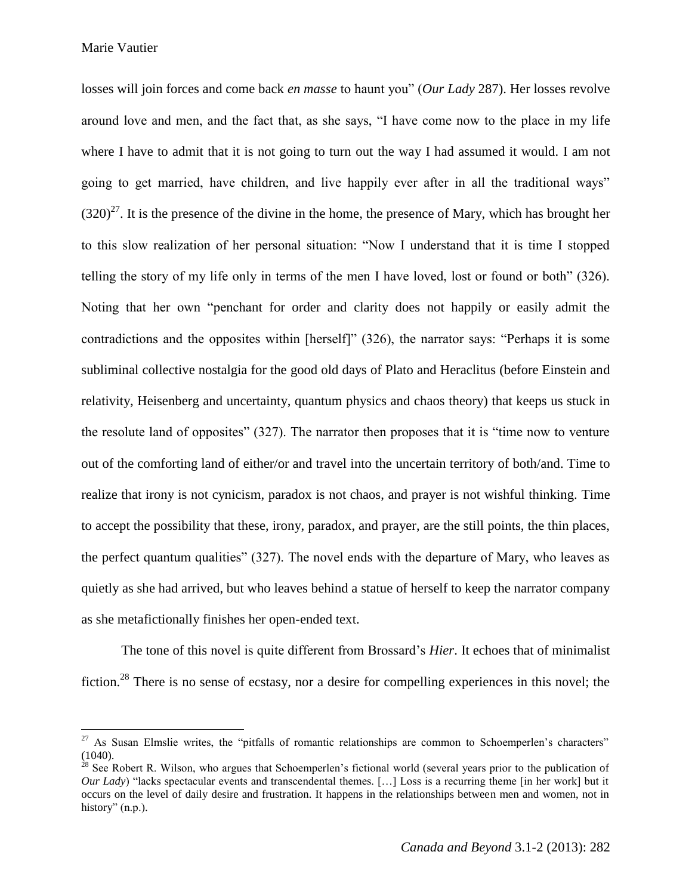losses will join forces and come back *en masse* to haunt you" (*Our Lady* 287). Her losses revolve around love and men, and the fact that, as she says, "I have come now to the place in my life where I have to admit that it is not going to turn out the way I had assumed it would. I am not going to get married, have children, and live happily ever after in all the traditional ways" (320)[27]. It is the presence of the divine in the home, the presence of Mary, which has brought her to this slow realization of her personal situation: "Now I understand that it is time I stopped telling the story of my life only in terms of the men I have loved, lost or found or both" (326). Noting that her own "penchant for order and clarity does not happily or easily admit the contradictions and the opposites within [herself]" (326), the narrator says: "Perhaps it is some subliminal collective nostalgia for the good old days of Plato and Heraclitus (before Einstein and relativity, Heisenberg and uncertainty, quantum physics and chaos theory) that keeps us stuck in the resolute land of opposites" (327). The narrator then proposes that it is "time now to venture out of the comforting land of either/or and travel into the uncertain territory of both/and. Time to realize that irony is not cynicism, paradox is not chaos, and prayer is not wishful thinking. Time to accept the possibility that these, irony, paradox, and prayer, are the still points, the thin places, the perfect quantum qualities" (327). The novel ends with the departure of Mary, who leaves as quietly as she had arrived, but who leaves behind a statue of herself to keep the narrator company as she metafictionally finishes her open-ended text.

The tone of this novel is quite different from Brossard's *Hier*. It echoes that of minimalist fiction.[28] There is no sense of ecstasy, nor a desire for compelling experiences in this novel; the

---

[27] As Susan Elmslie writes, the "pitfalls of romantic relationships are common to Schoemperlen's characters" (1040).

[28] See Robert R. Wilson, who argues that Schoemperlen's fictional world (several years prior to the publication of *Our Lady*) "lacks spectacular events and transcendental themes. […] Loss is a recurring theme [in her work] but it occurs on the level of daily desire and frustration. It happens in the relationships between men and women, not in history" (n.p.).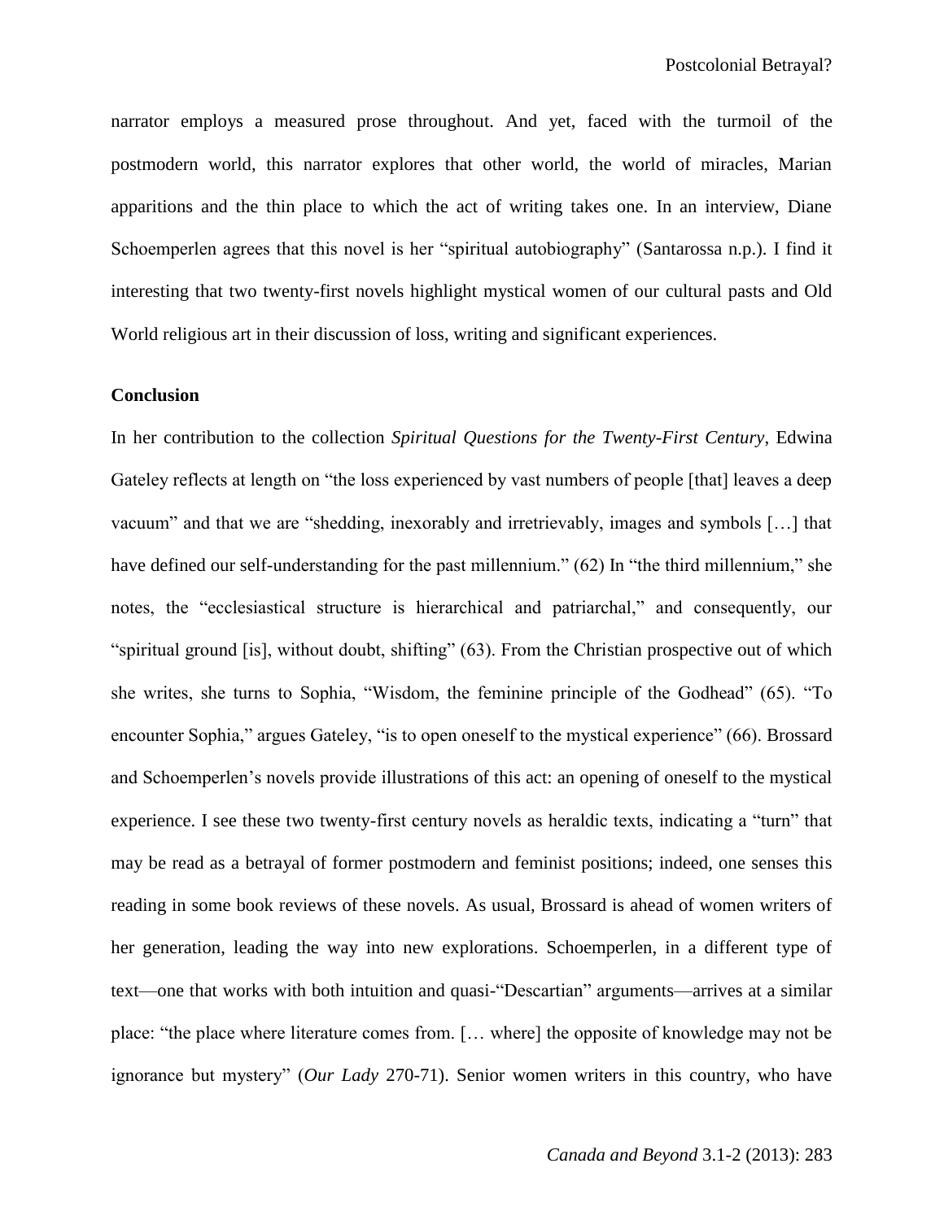narrator employs a measured prose throughout. And yet, faced with the turmoil of the postmodern world, this narrator explores that other world, the world of miracles, Marian apparitions and the thin place to which the act of writing takes one. In an interview, Diane Schoemperlen agrees that this novel is her "spiritual autobiography" (Santarossa n.p.). I find it interesting that two twenty-first novels highlight mystical women of our cultural pasts and Old World religious art in their discussion of loss, writing and significant experiences.

### Conclusion

In her contribution to the collection *Spiritual Questions for the Twenty-First Century*, Edwina Gateley reflects at length on "the loss experienced by vast numbers of people [that] leaves a deep vacuum" and that we are "shedding, inexorably and irretrievably, images and symbols […] that have defined our self-understanding for the past millennium." (62) In "the third millennium," she notes, the "ecclesiastical structure is hierarchical and patriarchal," and consequently, our "spiritual ground [is], without doubt, shifting" (63). From the Christian prospective out of which she writes, she turns to Sophia, "Wisdom, the feminine principle of the Godhead" (65). "To encounter Sophia," argues Gateley, "is to open oneself to the mystical experience" (66). Brossard and Schoemperlen's novels provide illustrations of this act: an opening of oneself to the mystical experience. I see these two twenty-first century novels as heraldic texts, indicating a "turn" that may be read as a betrayal of former postmodern and feminist positions; indeed, one senses this reading in some book reviews of these novels. As usual, Brossard is ahead of women writers of her generation, leading the way into new explorations. Schoemperlen, in a different type of text—one that works with both intuition and quasi-"Descartian" arguments—arrives at a similar place: "the place where literature comes from. [… where] the opposite of knowledge may not be ignorance but mystery" (*Our Lady* 270-71). Senior women writers in this country, who have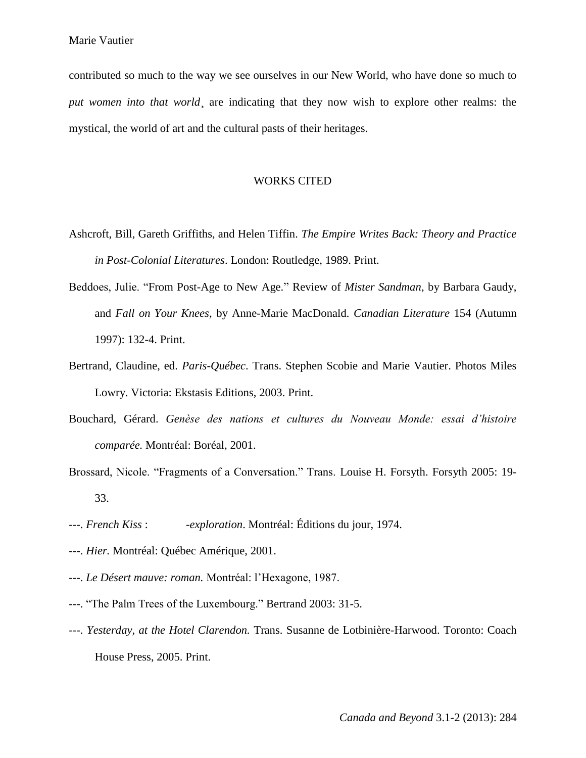contributed so much to the way we see ourselves in our New World, who have done so much to *put women into that world*¸ are indicating that they now wish to explore other realms: the mystical, the world of art and the cultural pasts of their heritages.

## WORKS CITED

Ashcroft, Bill, Gareth Griffiths, and Helen Tiffin. *The Empire Writes Back: Theory and Practice in Post-Colonial Literatures*. London: Routledge, 1989. Print.

Beddoes, Julie. "From Post-Age to New Age." Review of *Mister Sandman*, by Barbara Gaudy, and *Fall on Your Knees*, by Anne-Marie MacDonald. *Canadian Literature* 154 (Autumn 1997): 132-4. Print.

Bertrand, Claudine, ed. *Paris-Québec*. Trans. Stephen Scobie and Marie Vautier. Photos Miles Lowry. Victoria: Ekstasis Editions, 2003. Print.

Bouchard, Gérard. *Genèse des nations et cultures du Nouveau Monde: essai d'histoire comparée.* Montréal: Boréal, 2001.

Brossard, Nicole. "Fragments of a Conversation." Trans. Louise H. Forsyth. Forsyth 2005: 19-33.

---. *French Kiss* : *-exploration*. Montréal: Éditions du jour, 1974.

---. *Hier.* Montréal: Québec Amérique, 2001.

---. *Le Désert mauve: roman.* Montréal: l'Hexagone, 1987.

---. "The Palm Trees of the Luxembourg." Bertrand 2003: 31-5.

---. *Yesterday, at the Hotel Clarendon.* Trans. Susanne de Lotbinière-Harwood. Toronto: Coach House Press, 2005. Print.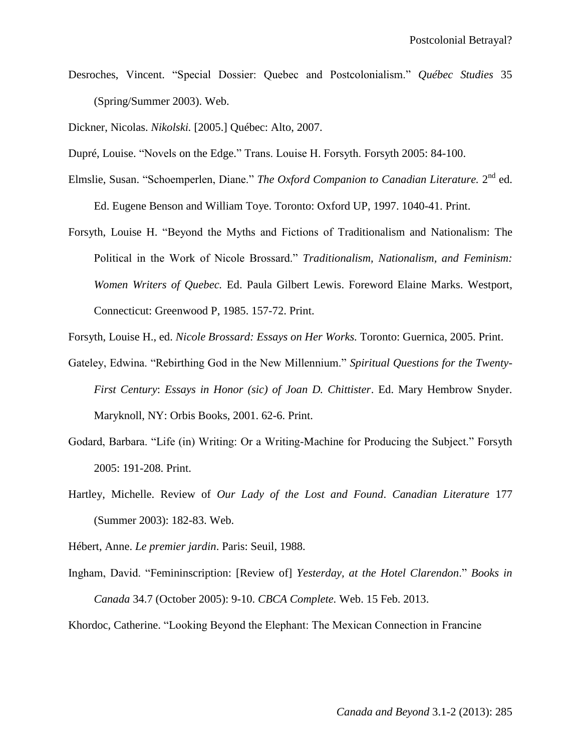Desroches, Vincent. “Special Dossier: Quebec and Postcolonialism.” *Québec Studies* 35 (Spring/Summer 2003). Web.

Dickner, Nicolas. *Nikolski.* [2005.] Québec: Alto, 2007.

Dupré, Louise. “Novels on the Edge.” Trans. Louise H. Forsyth. Forsyth 2005: 84-100.

Elmslie, Susan. “Schoemperlen, Diane.” *The Oxford Companion to Canadian Literature.* 2nd ed. Ed. Eugene Benson and William Toye. Toronto: Oxford UP, 1997. 1040-41. Print.

Forsyth, Louise H. “Beyond the Myths and Fictions of Traditionalism and Nationalism: The Political in the Work of Nicole Brossard.” *Traditionalism, Nationalism, and Feminism: Women Writers of Quebec.* Ed. Paula Gilbert Lewis. Foreword Elaine Marks. Westport, Connecticut: Greenwood P, 1985. 157-72. Print.

Forsyth, Louise H., ed. *Nicole Brossard: Essays on Her Works.* Toronto: Guernica, 2005. Print.

Gateley, Edwina. “Rebirthing God in the New Millennium.” *Spiritual Questions for the Twenty-First Century*: *Essays in Honor (sic) of Joan D. Chittister*. Ed. Mary Hembrow Snyder. Maryknoll, NY: Orbis Books, 2001. 62-6. Print.

Godard, Barbara. “Life (in) Writing: Or a Writing-Machine for Producing the Subject.” Forsyth 2005: 191-208. Print.

Hartley, Michelle. Review of *Our Lady of the Lost and Found*. *Canadian Literature* 177 (Summer 2003): 182-83. Web.

Hébert, Anne. *Le premier jardin*. Paris: Seuil, 1988.

Ingham, David. “Femininscription: [Review of] *Yesterday, at the Hotel Clarendon*.” *Books in Canada* 34.7 (October 2005): 9-10. *CBCA Complete.* Web. 15 Feb. 2013.

Khordoc, Catherine. “Looking Beyond the Elephant: The Mexican Connection in Francine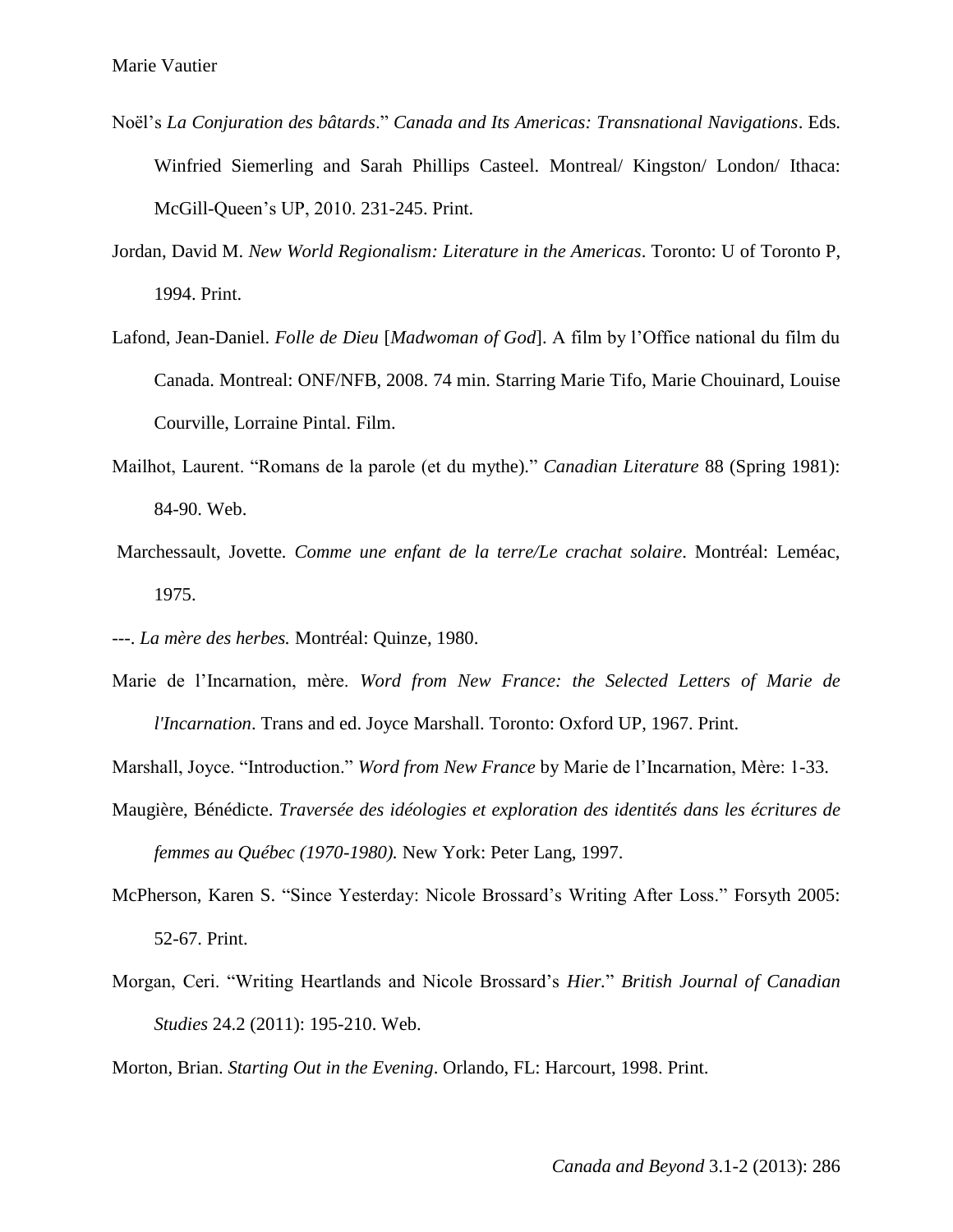Noël's *La Conjuration des bâtards*." *Canada and Its Americas: Transnational Navigations*. Eds. Winfried Siemerling and Sarah Phillips Casteel. Montreal/ Kingston/ London/ Ithaca: McGill-Queen's UP, 2010. 231-245. Print.

Jordan, David M. *New World Regionalism: Literature in the Americas*. Toronto: U of Toronto P, 1994. Print.

Lafond, Jean-Daniel. *Folle de Dieu* [*Madwoman of God*]. A film by l'Office national du film du Canada. Montreal: ONF/NFB, 2008. 74 min. Starring Marie Tifo, Marie Chouinard, Louise Courville, Lorraine Pintal. Film.

Mailhot, Laurent. "Romans de la parole (et du mythe)." *Canadian Literature* 88 (Spring 1981): 84-90. Web.

Marchessault, Jovette. *Comme une enfant de la terre/Le crachat solaire*. Montréal: Leméac, 1975.

---. *La mère des herbes.* Montréal: Quinze, 1980.

Marie de l'Incarnation, mère. *Word from New France: the Selected Letters of Marie de l'Incarnation*. Trans and ed. Joyce Marshall. Toronto: Oxford UP, 1967. Print.

Marshall, Joyce. "Introduction." *Word from New France* by Marie de l'Incarnation, Mère: 1-33.

Maugière, Bénédicte. *Traversée des idéologies et exploration des identités dans les écritures de femmes au Québec (1970-1980).* New York: Peter Lang, 1997.

McPherson, Karen S. "Since Yesterday: Nicole Brossard's Writing After Loss." Forsyth 2005: 52-67. Print.

Morgan, Ceri. "Writing Heartlands and Nicole Brossard's *Hier.*" *British Journal of Canadian Studies* 24.2 (2011): 195-210. Web.

Morton, Brian. *Starting Out in the Evening*. Orlando, FL: Harcourt, 1998. Print.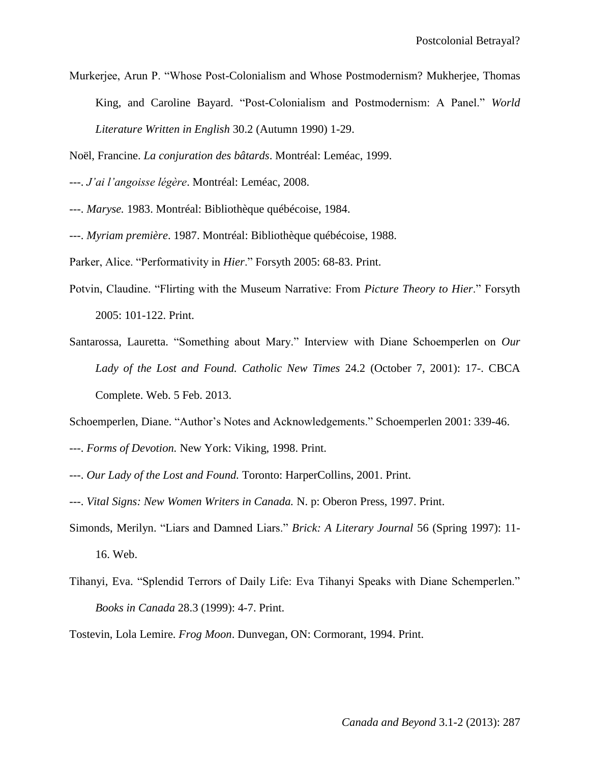Murkerjee, Arun P. “Whose Post-Colonialism and Whose Postmodernism? Mukherjee, Thomas King, and Caroline Bayard. “Post-Colonialism and Postmodernism: A Panel.” *World Literature Written in English* 30.2 (Autumn 1990) 1-29.

Noël, Francine. *La conjuration des bâtards*. Montréal: Leméac, 1999.

---. *J'ai l'angoisse légère*. Montréal: Leméac, 2008.

---. *Maryse.* 1983. Montréal: Bibliothèque québécoise, 1984.

---. *Myriam première*. 1987. Montréal: Bibliothèque québécoise, 1988.

Parker, Alice. “Performativity in *Hier*.” Forsyth 2005: 68-83. Print.

Potvin, Claudine. “Flirting with the Museum Narrative: From *Picture Theory to Hier*.” Forsyth 2005: 101-122. Print.

Santarossa, Lauretta. “Something about Mary.” Interview with Diane Schoemperlen on *Our Lady of the Lost and Found. Catholic New Times* 24.2 (October 7, 2001): 17-. CBCA Complete. Web. 5 Feb. 2013.

Schoemperlen, Diane. “Author's Notes and Acknowledgements.” Schoemperlen 2001: 339-46.

---. *Forms of Devotion.* New York: Viking, 1998. Print.

---. *Our Lady of the Lost and Found.* Toronto: HarperCollins, 2001. Print.

---. *Vital Signs: New Women Writers in Canada.* N. p: Oberon Press, 1997. Print.

Simonds, Merilyn. “Liars and Damned Liars.” *Brick: A Literary Journal* 56 (Spring 1997): 11-16. Web.

Tihanyi, Eva. “Splendid Terrors of Daily Life: Eva Tihanyi Speaks with Diane Schemperlen.” *Books in Canada* 28.3 (1999): 4-7. Print.

Tostevin, Lola Lemire. *Frog Moon*. Dunvegan, ON: Cormorant, 1994. Print.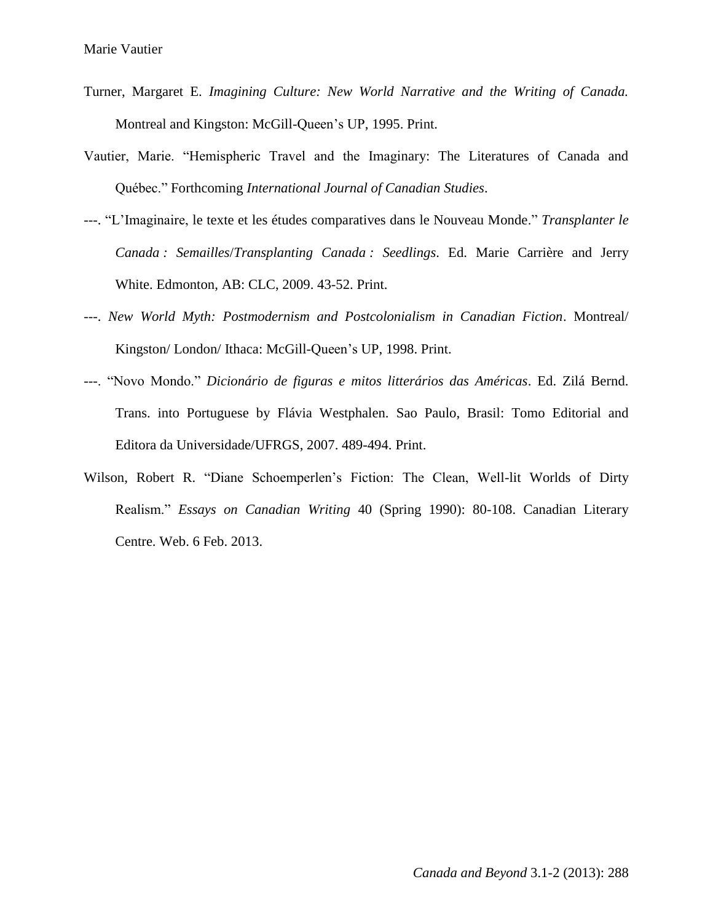Turner, Margaret E. *Imagining Culture: New World Narrative and the Writing of Canada.* Montreal and Kingston: McGill-Queen's UP, 1995. Print.

Vautier, Marie. "Hemispheric Travel and the Imaginary: The Literatures of Canada and Québec." Forthcoming *International Journal of Canadian Studies*.

---. "L'Imaginaire, le texte et les études comparatives dans le Nouveau Monde." *Transplanter le Canada : Semailles*/*Transplanting Canada : Seedlings*. Ed. Marie Carrière and Jerry White. Edmonton, AB: CLC, 2009. 43-52. Print.

---. *New World Myth: Postmodernism and Postcolonialism in Canadian Fiction*. Montreal/ Kingston/ London/ Ithaca: McGill-Queen's UP, 1998. Print.

---. "Novo Mondo." *Dicionário de figuras e mitos litterários das Américas*. Ed. Zilá Bernd. Trans. into Portuguese by Flávia Westphalen. Sao Paulo, Brasil: Tomo Editorial and Editora da Universidade/UFRGS, 2007. 489-494. Print.

Wilson, Robert R. "Diane Schoemperlen's Fiction: The Clean, Well-lit Worlds of Dirty Realism." *Essays on Canadian Writing* 40 (Spring 1990): 80-108. Canadian Literary Centre. Web. 6 Feb. 2013.